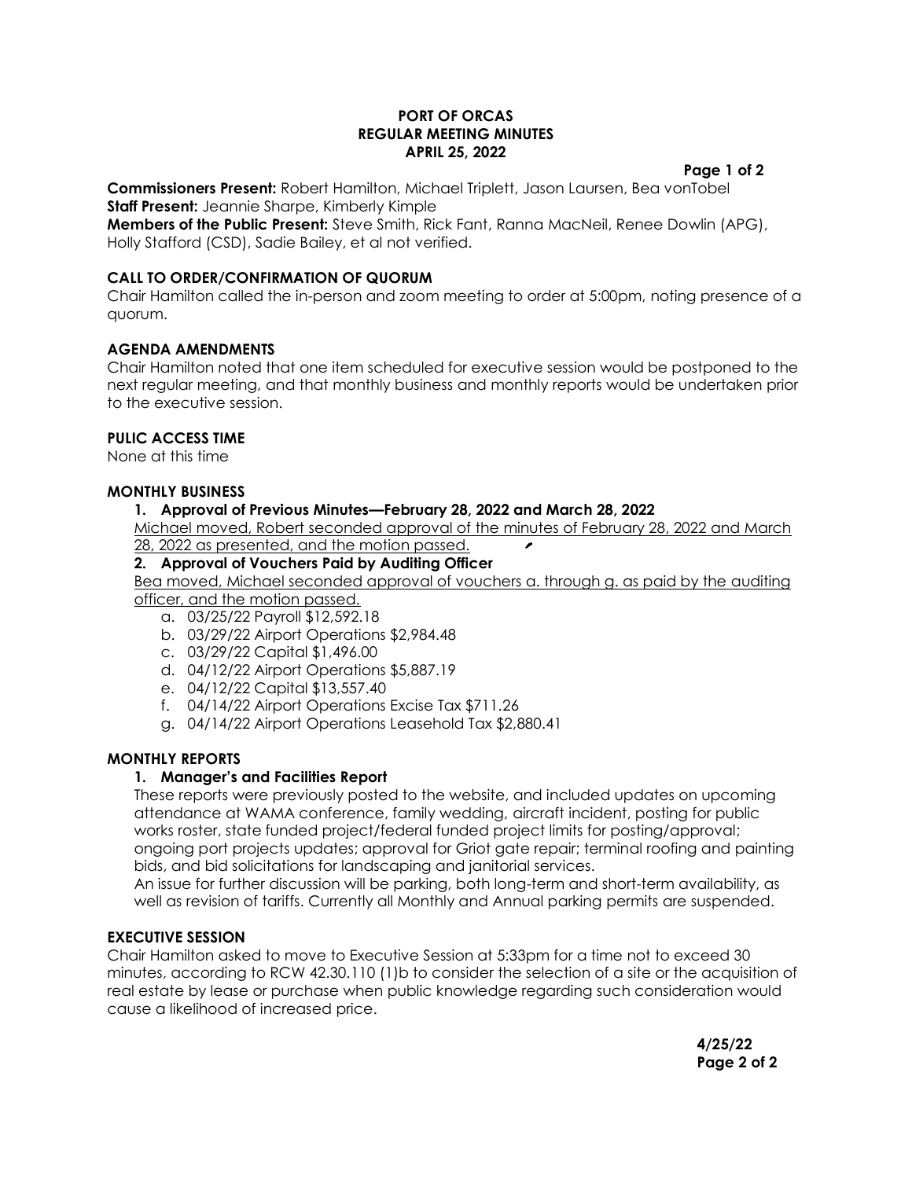**PORT OF ORCAS**
**REGULAR MEETING MINUTES**
**APRIL 25, 2022**

**Commissioners Present:** Robert Hamilton, Michael Triplett, Jason Laursen, Bea vonTobel
**Staff Present:** Jeannie Sharpe, Kimberly Kimple
**Members of the Public Present:** Steve Smith, Rick Fant, Ranna MacNeil, Renee Dowlin (APG), Holly Stafford (CSD), Sadie Bailey, et al not verified.

### CALL TO ORDER/CONFIRMATION OF QUORUM

Chair Hamilton called the in-person and zoom meeting to order at 5:00pm, noting presence of a quorum.

### AGENDA AMENDMENTS

Chair Hamilton noted that one item scheduled for executive session would be postponed to the next regular meeting, and that monthly business and monthly reports would be undertaken prior to the executive session.

### PULIC ACCESS TIME

None at this time

### MONTHLY BUSINESS

1. **Approval of Previous Minutes—February 28, 2022 and March 28, 2022**
   <u>Michael moved, Robert seconded approval of the minutes of February 28, 2022 and March 28, 2022 as presented, and the motion passed.</u>
2. **Approval of Vouchers Paid by Auditing Officer**
   <u>Bea moved, Michael seconded approval of vouchers a. through g. as paid by the auditing officer, and the motion passed.</u>
   a. 03/25/22 Payroll $12,592.18
   b. 03/29/22 Airport Operations $2,984.48
   c. 03/29/22 Capital $1,496.00
   d. 04/12/22 Airport Operations $5,887.19
   e. 04/12/22 Capital $13,557.40
   f. 04/14/22 Airport Operations Excise Tax $711.26
   g. 04/14/22 Airport Operations Leasehold Tax $2,880.41

### MONTHLY REPORTS

1. **Manager's and Facilities Report**
   These reports were previously posted to the website, and included updates on upcoming attendance at WAMA conference, family wedding, aircraft incident, posting for public works roster, state funded project/federal funded project limits for posting/approval; ongoing port projects updates; approval for Griot gate repair; terminal roofing and painting bids, and bid solicitations for landscaping and janitorial services.
   An issue for further discussion will be parking, both long-term and short-term availability, as well as revision of tariffs. Currently all Monthly and Annual parking permits are suspended.

### EXECUTIVE SESSION

Chair Hamilton asked to move to Executive Session at 5:33pm for a time not to exceed 30 minutes, according to RCW 42.30.110 (1)b to consider the selection of a site or the acquisition of real estate by lease or purchase when public knowledge regarding such consideration would cause a likelihood of increased price.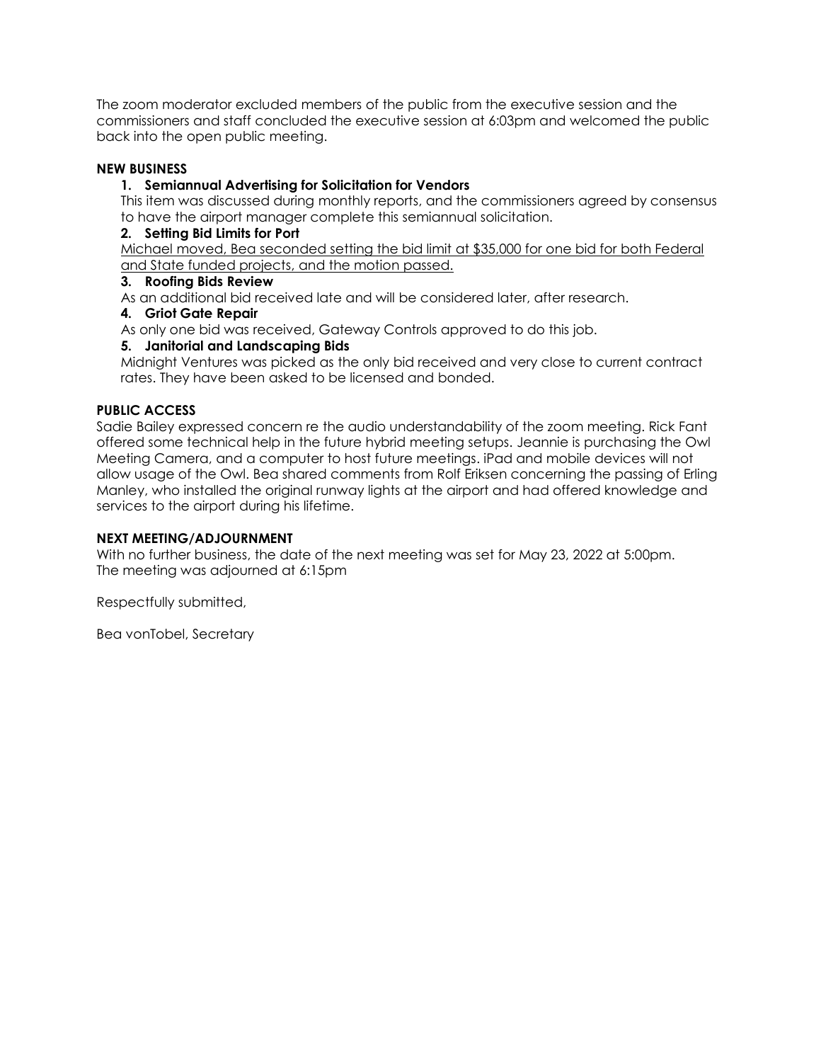The zoom moderator excluded members of the public from the executive session and the commissioners and staff concluded the executive session at 6:03pm and welcomed the public back into the open public meeting.

**NEW BUSINESS**

1. **Semiannual Advertising for Solicitation for Vendors**
   This item was discussed during monthly reports, and the commissioners agreed by consensus to have the airport manager complete this semiannual solicitation.
2. **Setting Bid Limits for Port**
   <u>Michael moved, Bea seconded setting the bid limit at $35,000 for one bid for both Federal and State funded projects, and the motion passed.</u>
3. **Roofing Bids Review**
   As an additional bid received late and will be considered later, after research.
4. **Griot Gate Repair**
   As only one bid was received, Gateway Controls approved to do this job.
5. **Janitorial and Landscaping Bids**
   Midnight Ventures was picked as the only bid received and very close to current contract rates. They have been asked to be licensed and bonded.

**PUBLIC ACCESS**

Sadie Bailey expressed concern re the audio understandability of the zoom meeting. Rick Fant offered some technical help in the future hybrid meeting setups. Jeannie is purchasing the Owl Meeting Camera, and a computer to host future meetings. iPad and mobile devices will not allow usage of the Owl. Bea shared comments from Rolf Eriksen concerning the passing of Erling Manley, who installed the original runway lights at the airport and had offered knowledge and services to the airport during his lifetime.

**NEXT MEETING/ADJOURNMENT**

With no further business, the date of the next meeting was set for May 23, 2022 at 5:00pm.
The meeting was adjourned at 6:15pm

Respectfully submitted,

Bea vonTobel, Secretary